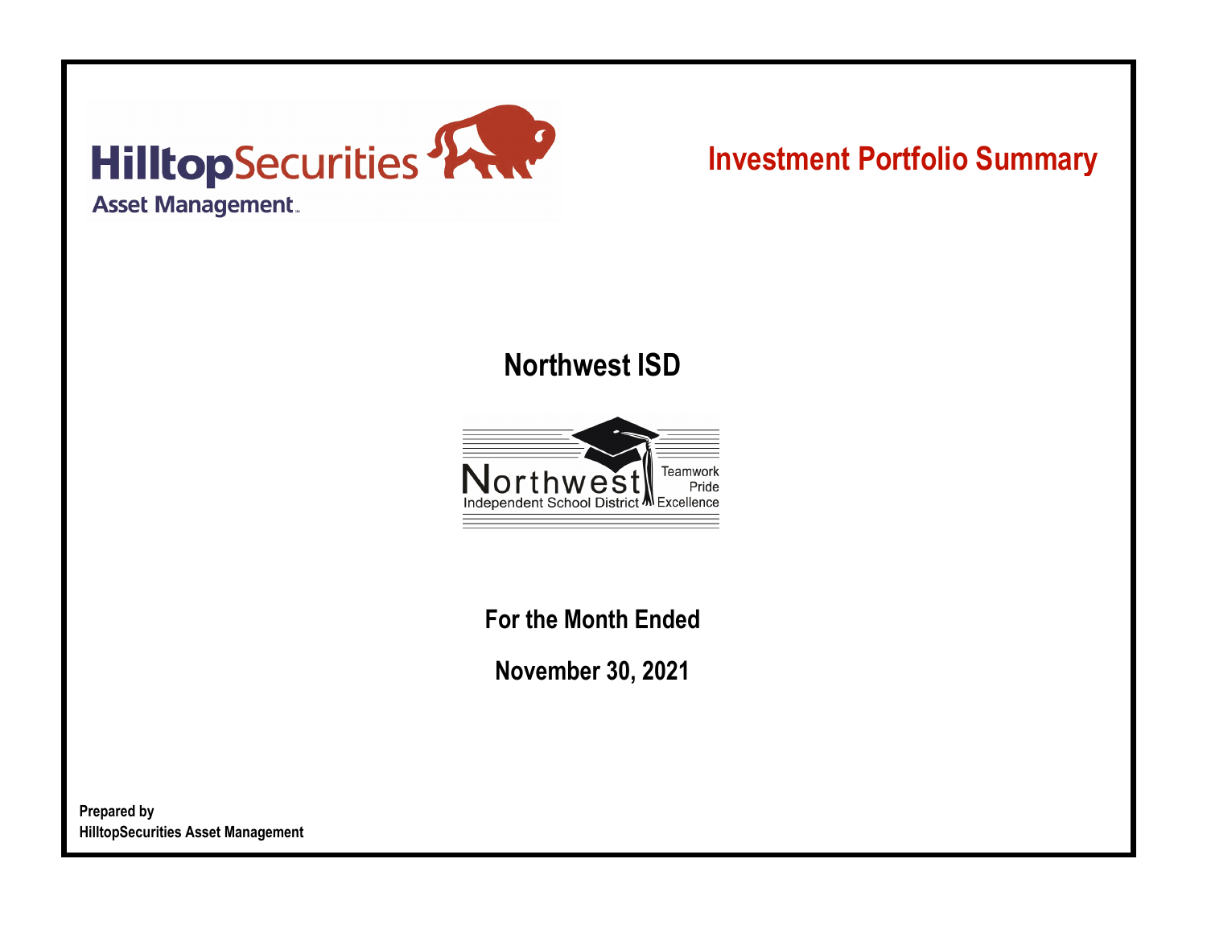HilltopSecurities

Asset Management

# Investment Portfolio Summary

## Northwest ISD

Northwest Independent School District

Teamwork Pride Excellence

**For the Month Ended**

**November 30, 2021**

**Prepared by**
**HilltopSecurities Asset Management**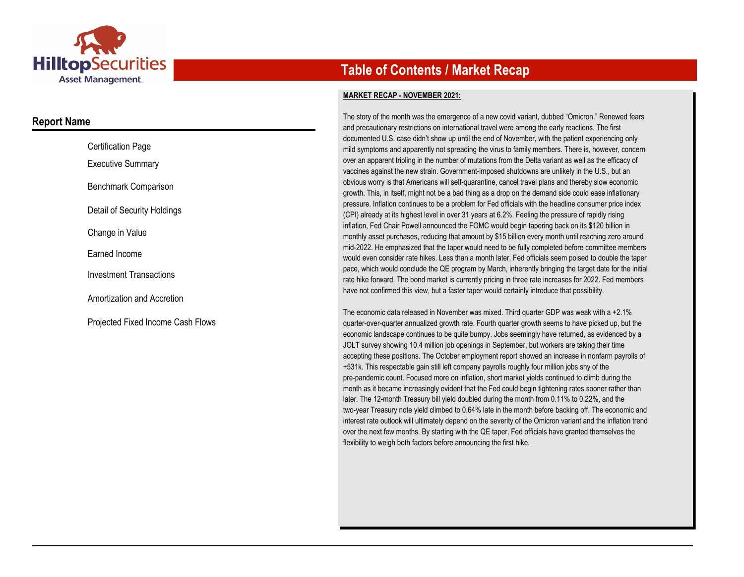# Table of Contents / Market Recap

## Report Name

- Certification Page
- Executive Summary
- Benchmark Comparison
- Detail of Security Holdings
- Change in Value
- Earned Income
- Investment Transactions
- Amortization and Accretion
- Projected Fixed Income Cash Flows

**MARKET RECAP - NOVEMBER 2021:**

The story of the month was the emergence of a new covid variant, dubbed “Omicron.” Renewed fears and precautionary restrictions on international travel were among the early reactions. The first documented U.S. case didn’t show up until the end of November, with the patient experiencing only mild symptoms and apparently not spreading the virus to family members. There is, however, concern over an apparent tripling in the number of mutations from the Delta variant as well as the efficacy of vaccines against the new strain. Government-imposed shutdowns are unlikely in the U.S., but an obvious worry is that Americans will self-quarantine, cancel travel plans and thereby slow economic growth. This, in itself, might not be a bad thing as a drop on the demand side could ease inflationary pressure. Inflation continues to be a problem for Fed officials with the headline consumer price index (CPI) already at its highest level in over 31 years at 6.2%. Feeling the pressure of rapidly rising inflation, Fed Chair Powell announced the FOMC would begin tapering back on its $120 billion in monthly asset purchases, reducing that amount by $15 billion every month until reaching zero around mid-2022. He emphasized that the taper would need to be fully completed before committee members would even consider rate hikes. Less than a month later, Fed officials seem poised to double the taper pace, which would conclude the QE program by March, inherently bringing the target date for the initial rate hike forward. The bond market is currently pricing in three rate increases for 2022. Fed members have not confirmed this view, but a faster taper would certainly introduce that possibility.

The economic data released in November was mixed. Third quarter GDP was weak with a +2.1% quarter-over-quarter annualized growth rate. Fourth quarter growth seems to have picked up, but the economic landscape continues to be quite bumpy. Jobs seemingly have returned, as evidenced by a JOLT survey showing 10.4 million job openings in September, but workers are taking their time accepting these positions. The October employment report showed an increase in nonfarm payrolls of +531k. This respectable gain still left company payrolls roughly four million jobs shy of the pre-pandemic count. Focused more on inflation, short market yields continued to climb during the month as it became increasingly evident that the Fed could begin tightening rates sooner rather than later. The 12-month Treasury bill yield doubled during the month from 0.11% to 0.22%, and the two-year Treasury note yield climbed to 0.64% late in the month before backing off. The economic and interest rate outlook will ultimately depend on the severity of the Omicron variant and the inflation trend over the next few months. By starting with the QE taper, Fed officials have granted themselves the flexibility to weigh both factors before announcing the first hike.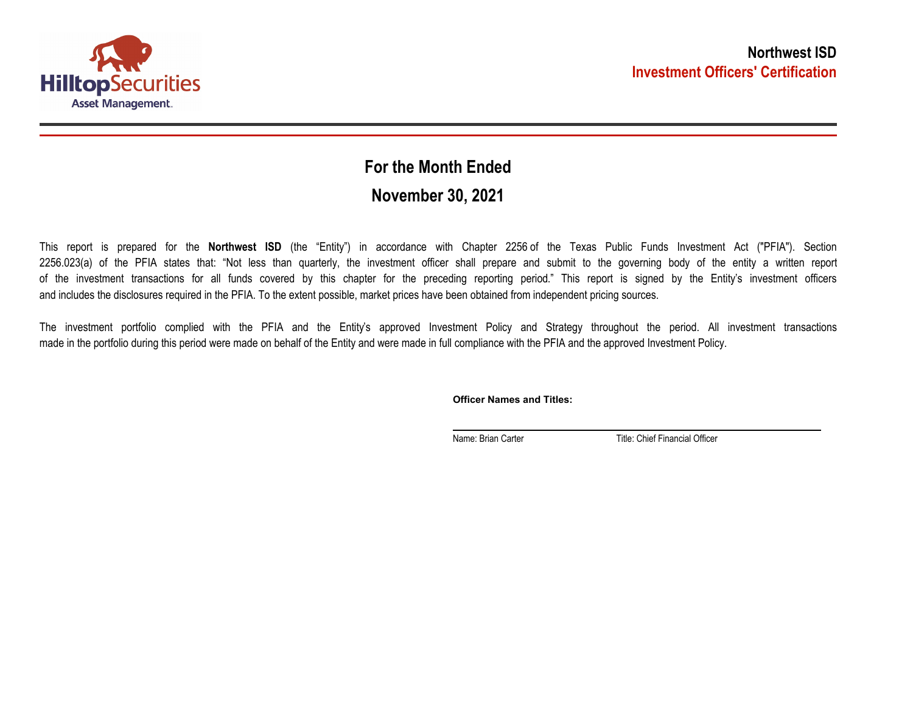# Northwest ISD

## Investment Officers' Certification

## For the Month Ended

## November 30, 2021

This report is prepared for the **Northwest ISD** (the "Entity") in accordance with Chapter 2256 of the Texas Public Funds Investment Act ("PFIA"). Section 2256.023(a) of the PFIA states that: "Not less than quarterly, the investment officer shall prepare and submit to the governing body of the entity a written report of the investment transactions for all funds covered by this chapter for the preceding reporting period." This report is signed by the Entity's investment officers and includes the disclosures required in the PFIA. To the extent possible, market prices have been obtained from independent pricing sources.

The investment portfolio complied with the PFIA and the Entity's approved Investment Policy and Strategy throughout the period. All investment transactions made in the portfolio during this period were made on behalf of the Entity and were made in full compliance with the PFIA and the approved Investment Policy.

**Officer Names and Titles:**

Name: Brian Carter　　Title: Chief Financial Officer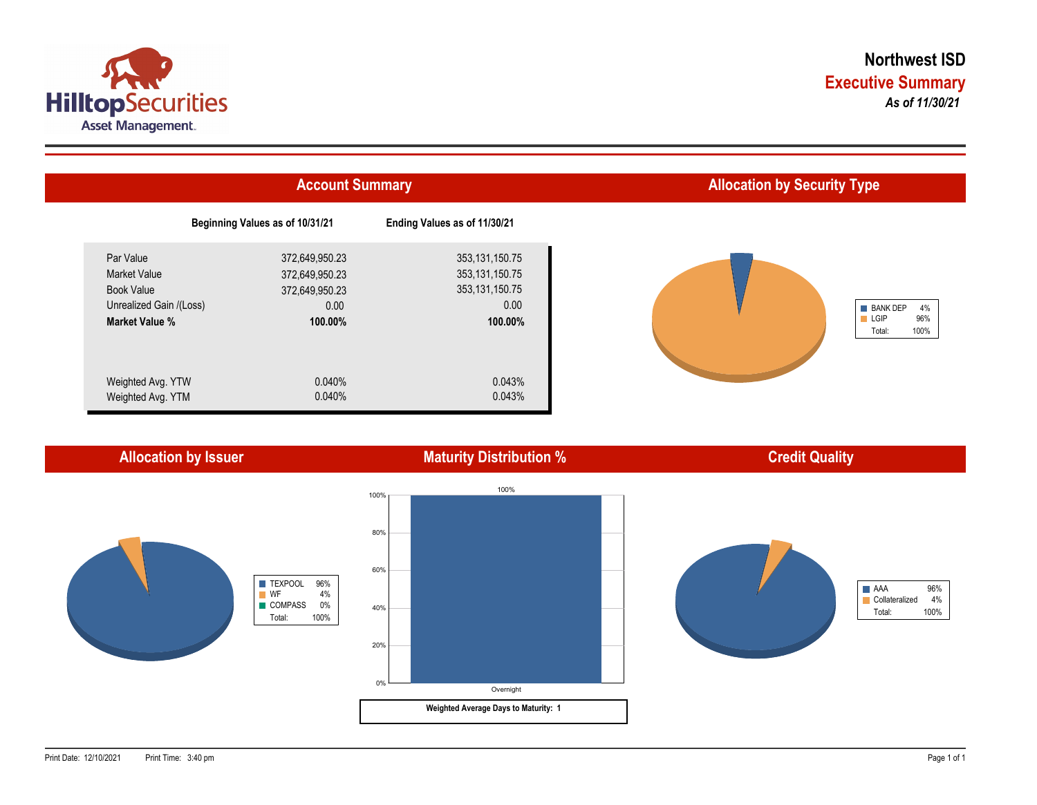# Northwest ISD

## Executive Summary

*As of 11/30/21*

## Account Summary

| | Beginning Values as of 10/31/21 | Ending Values as of 11/30/21 |
|---|---|---|
| Par Value | 372,649,950.23 | 353,131,150.75 |
| Market Value | 372,649,950.23 | 353,131,150.75 |
| Book Value | 372,649,950.23 | 353,131,150.75 |
| Unrealized Gain /(Loss) | 0.00 | 0.00 |
| **Market Value %** | **100.00%** | **100.00%** |
| Weighted Avg. YTW | 0.040% | 0.043% |
| Weighted Avg. YTM | 0.040% | 0.043% |

## Allocation by Security Type

| | |
|---|---|
| BANK DEP | 4% |
| LGIP | 96% |
| Total: | 100% |

## Allocation by Issuer

| | |
|---|---|
| TEXPOOL | 96% |
| WF | 4% |
| COMPASS | 0% |
| Total: | 100% |

## Maturity Distribution %

| Maturity | % |
|---|---|
| Overnight | 100% |

**Weighted Average Days to Maturity: 1**

## Credit Quality

| | |
|---|---|
| AAA | 96% |
| Collateralized | 4% |
| Total: | 100% |

Print Date: 12/10/2021 Print Time: 3:40 pm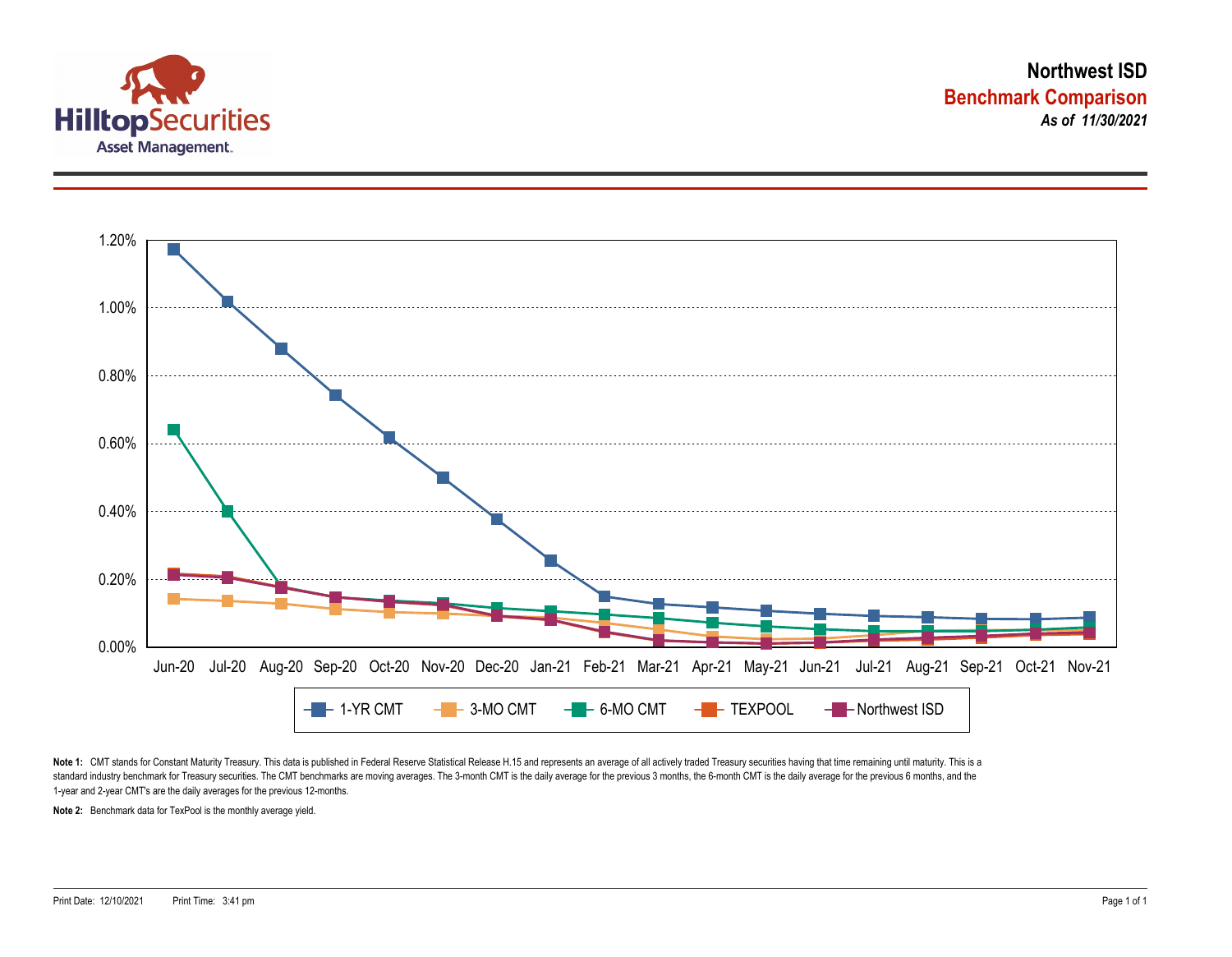# Northwest ISD

## Benchmark Comparison

***As of 11/30/2021***

1.20%
1.00%
0.80%
0.60%
0.40%
0.20%
0.00%

Jun-20 Jul-20 Aug-20 Sep-20 Oct-20 Nov-20 Dec-20 Jan-21 Feb-21 Mar-21 Apr-21 May-21 Jun-21 Jul-21 Aug-21 Sep-21 Oct-21 Nov-21

1-YR CMT | 3-MO CMT | 6-MO CMT | TEXPOOL | Northwest ISD

**Note 1:** CMT stands for Constant Maturity Treasury. This data is published in Federal Reserve Statistical Release H.15 and represents an average of all actively traded Treasury securities having that time remaining until maturity. This is a standard industry benchmark for Treasury securities. The CMT benchmarks are moving averages. The 3-month CMT is the daily average for the previous 3 months, the 6-month CMT is the daily average for the previous 6 months, and the 1-year and 2-year CMT's are the daily averages for the previous 12-months.

**Note 2:** Benchmark data for TexPool is the monthly average yield.

Print Date: 12/10/2021 Print Time: 3:41 pm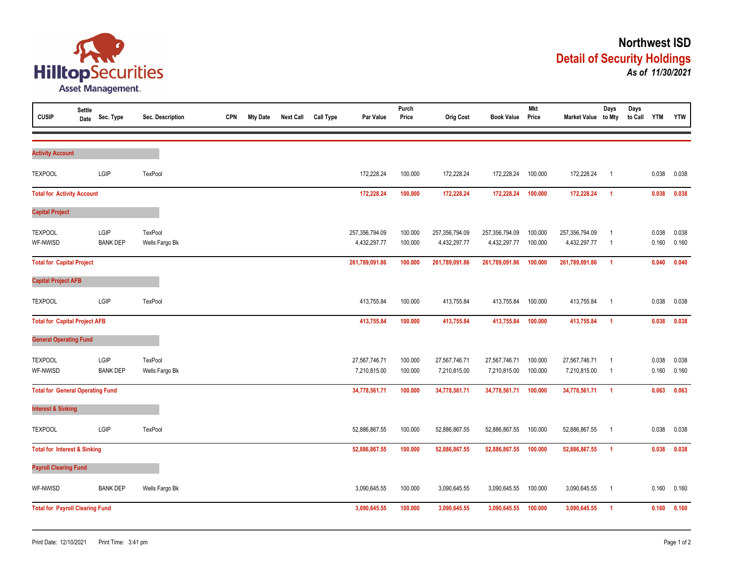# Northwest ISD

## Detail of Security Holdings

***As of 11/30/2021***

| CUSIP | Settle Date | Sec. Type | Sec. Description | CPN | Mty Date | Next Call | Call Type | Par Value | Purch Price | Orig Cost | Book Value | Mkt Price | Market Value | Days to Mty | Days to Call | YTM | YTW |
|---|---|---|---|---|---|---|---|---|---|---|---|---|---|---|---|---|---|
| **Activity Account** | | | | | | | | | | | | | | | | | |
| TEXPOOL | | LGIP | TexPool | | | | | 172,228.24 | 100.000 | 172,228.24 | 172,228.24 | 100.000 | 172,228.24 | 1 | | 0.038 | 0.038 |
| **Total for Activity Account** | | | | | | | | **172,228.24** | **100.000** | **172,228.24** | **172,228.24** | **100.000** | **172,228.24** | **1** | | **0.038** | **0.038** |
| **Capital Project** | | | | | | | | | | | | | | | | | |
| TEXPOOL | | LGIP | TexPool | | | | | 257,356,794.09 | 100.000 | 257,356,794.09 | 257,356,794.09 | 100.000 | 257,356,794.09 | 1 | | 0.038 | 0.038 |
| WF-NWISD | | BANK DEP | Wells Fargo Bk | | | | | 4,432,297.77 | 100.000 | 4,432,297.77 | 4,432,297.77 | 100.000 | 4,432,297.77 | 1 | | 0.160 | 0.160 |
| **Total for Capital Project** | | | | | | | | **261,789,091.86** | **100.000** | **261,789,091.86** | **261,789,091.86** | **100.000** | **261,789,091.86** | **1** | | **0.040** | **0.040** |
| **Capital Project AFB** | | | | | | | | | | | | | | | | | |
| TEXPOOL | | LGIP | TexPool | | | | | 413,755.84 | 100.000 | 413,755.84 | 413,755.84 | 100.000 | 413,755.84 | 1 | | 0.038 | 0.038 |
| **Total for Capital Project AFB** | | | | | | | | **413,755.84** | **100.000** | **413,755.84** | **413,755.84** | **100.000** | **413,755.84** | **1** | | **0.038** | **0.038** |
| **General Operating Fund** | | | | | | | | | | | | | | | | | |
| TEXPOOL | | LGIP | TexPool | | | | | 27,567,746.71 | 100.000 | 27,567,746.71 | 27,567,746.71 | 100.000 | 27,567,746.71 | 1 | | 0.038 | 0.038 |
| WF-NWISD | | BANK DEP | Wells Fargo Bk | | | | | 7,210,815.00 | 100.000 | 7,210,815.00 | 7,210,815.00 | 100.000 | 7,210,815.00 | 1 | | 0.160 | 0.160 |
| **Total for General Operating Fund** | | | | | | | | **34,778,561.71** | **100.000** | **34,778,561.71** | **34,778,561.71** | **100.000** | **34,778,561.71** | **1** | | **0.063** | **0.063** |
| **Interest & Sinking** | | | | | | | | | | | | | | | | | |
| TEXPOOL | | LGIP | TexPool | | | | | 52,886,867.55 | 100.000 | 52,886,867.55 | 52,886,867.55 | 100.000 | 52,886,867.55 | 1 | | 0.038 | 0.038 |
| **Total for Interest & Sinking** | | | | | | | | **52,886,867.55** | **100.000** | **52,886,867.55** | **52,886,867.55** | **100.000** | **52,886,867.55** | **1** | | **0.038** | **0.038** |
| **Payroll Clearing Fund** | | | | | | | | | | | | | | | | | |
| WF-NWISD | | BANK DEP | Wells Fargo Bk | | | | | 3,090,645.55 | 100.000 | 3,090,645.55 | 3,090,645.55 | 100.000 | 3,090,645.55 | 1 | | 0.160 | 0.160 |
| **Total for Payroll Clearing Fund** | | | | | | | | **3,090,645.55** | **100.000** | **3,090,645.55** | **3,090,645.55** | **100.000** | **3,090,645.55** | **1** | | **0.160** | **0.160** |

Print Date: 12/10/2021 Print Time: 3:41 pm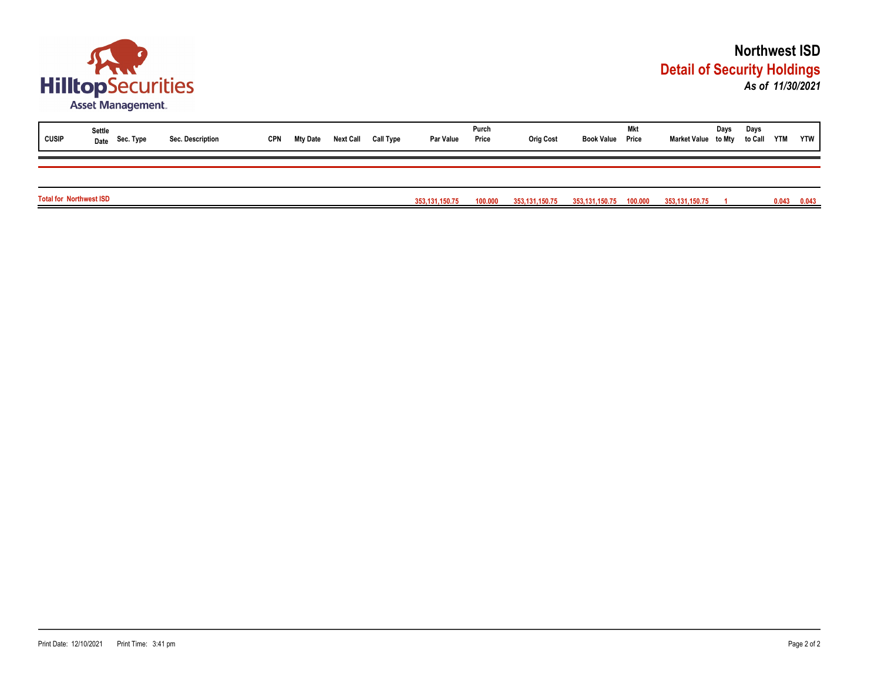# Northwest ISD

## Detail of Security Holdings

*As of 11/30/2021*

| CUSIP | Settle Date | Sec. Type | Sec. Description | CPN | Mty Date | Next Call | Call Type | Par Value | Purch Price | Orig Cost | Book Value | Mkt Price | Market Value | Days to Mty | Days to Call | YTM | YTW |
|---|---|---|---|---|---|---|---|---|---|---|---|---|---|---|---|---|---|
| **Total for Northwest ISD** | | | | | | | | **353,131,150.75** | **100.000** | **353,131,150.75** | **353,131,150.75** | **100.000** | **353,131,150.75** | **1** | | **0.043** | **0.043** |

Print Date: 12/10/2021 Print Time: 3:41 pm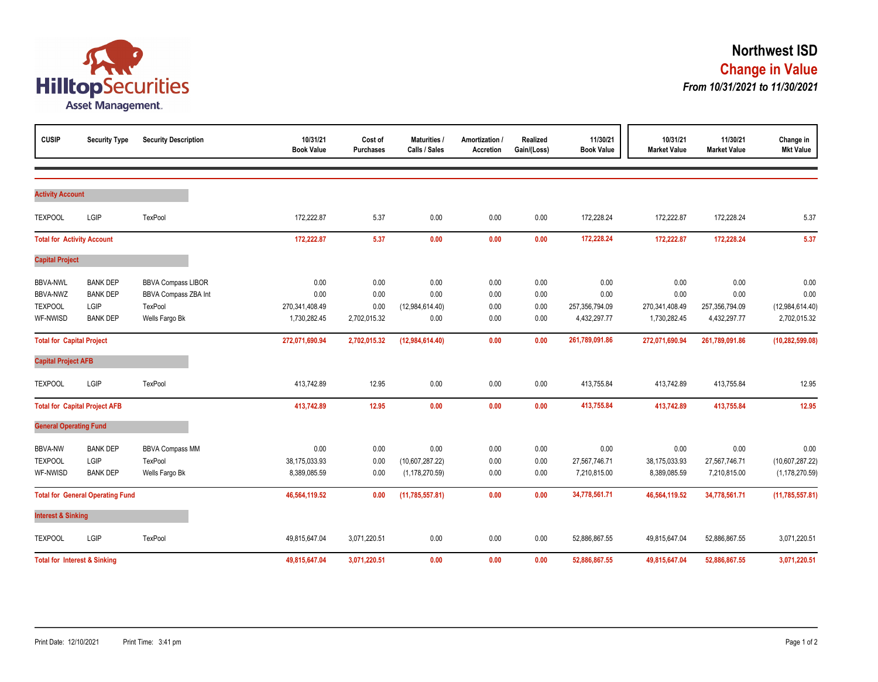# Northwest ISD

## Change in Value

***From 10/31/2021 to 11/30/2021***

| CUSIP | Security Type | Security Description | 10/31/21 Book Value | Cost of Purchases | Maturities / Calls / Sales | Amortization / Accretion | Realized Gain/(Loss) | 11/30/21 Book Value | 10/31/21 Market Value | 11/30/21 Market Value | Change in Mkt Value |
|---|---|---|---|---|---|---|---|---|---|---|---|
| **Activity Account** | | | | | | | | | | | |
| TEXPOOL | LGIP | TexPool | 172,222.87 | 5.37 | 0.00 | 0.00 | 0.00 | 172,228.24 | 172,222.87 | 172,228.24 | 5.37 |
| **Total for Activity Account** | | | **172,222.87** | **5.37** | **0.00** | **0.00** | **0.00** | **172,228.24** | **172,222.87** | **172,228.24** | **5.37** |
| **Capital Project** | | | | | | | | | | | |
| BBVA-NWL | BANK DEP | BBVA Compass LIBOR | 0.00 | 0.00 | 0.00 | 0.00 | 0.00 | 0.00 | 0.00 | 0.00 | 0.00 |
| BBVA-NWZ | BANK DEP | BBVA Compass ZBA Int | 0.00 | 0.00 | 0.00 | 0.00 | 0.00 | 0.00 | 0.00 | 0.00 | 0.00 |
| TEXPOOL | LGIP | TexPool | 270,341,408.49 | 0.00 | (12,984,614.40) | 0.00 | 0.00 | 257,356,794.09 | 270,341,408.49 | 257,356,794.09 | (12,984,614.40) |
| WF-NWISD | BANK DEP | Wells Fargo Bk | 1,730,282.45 | 2,702,015.32 | 0.00 | 0.00 | 0.00 | 4,432,297.77 | 1,730,282.45 | 4,432,297.77 | 2,702,015.32 |
| **Total for Capital Project** | | | **272,071,690.94** | **2,702,015.32** | **(12,984,614.40)** | **0.00** | **0.00** | **261,789,091.86** | **272,071,690.94** | **261,789,091.86** | **(10,282,599.08)** |
| **Capital Project AFB** | | | | | | | | | | | |
| TEXPOOL | LGIP | TexPool | 413,742.89 | 12.95 | 0.00 | 0.00 | 0.00 | 413,755.84 | 413,742.89 | 413,755.84 | 12.95 |
| **Total for Capital Project AFB** | | | **413,742.89** | **12.95** | **0.00** | **0.00** | **0.00** | **413,755.84** | **413,742.89** | **413,755.84** | **12.95** |
| **General Operating Fund** | | | | | | | | | | | |
| BBVA-NW | BANK DEP | BBVA Compass MM | 0.00 | 0.00 | 0.00 | 0.00 | 0.00 | 0.00 | 0.00 | 0.00 | 0.00 |
| TEXPOOL | LGIP | TexPool | 38,175,033.93 | 0.00 | (10,607,287.22) | 0.00 | 0.00 | 27,567,746.71 | 38,175,033.93 | 27,567,746.71 | (10,607,287.22) |
| WF-NWISD | BANK DEP | Wells Fargo Bk | 8,389,085.59 | 0.00 | (1,178,270.59) | 0.00 | 0.00 | 7,210,815.00 | 8,389,085.59 | 7,210,815.00 | (1,178,270.59) |
| **Total for General Operating Fund** | | | **46,564,119.52** | **0.00** | **(11,785,557.81)** | **0.00** | **0.00** | **34,778,561.71** | **46,564,119.52** | **34,778,561.71** | **(11,785,557.81)** |
| **Interest & Sinking** | | | | | | | | | | | |
| TEXPOOL | LGIP | TexPool | 49,815,647.04 | 3,071,220.51 | 0.00 | 0.00 | 0.00 | 52,886,867.55 | 49,815,647.04 | 52,886,867.55 | 3,071,220.51 |
| **Total for Interest & Sinking** | | | **49,815,647.04** | **3,071,220.51** | **0.00** | **0.00** | **0.00** | **52,886,867.55** | **49,815,647.04** | **52,886,867.55** | **3,071,220.51** |

Print Date: 12/10/2021 Print Time: 3:41 pm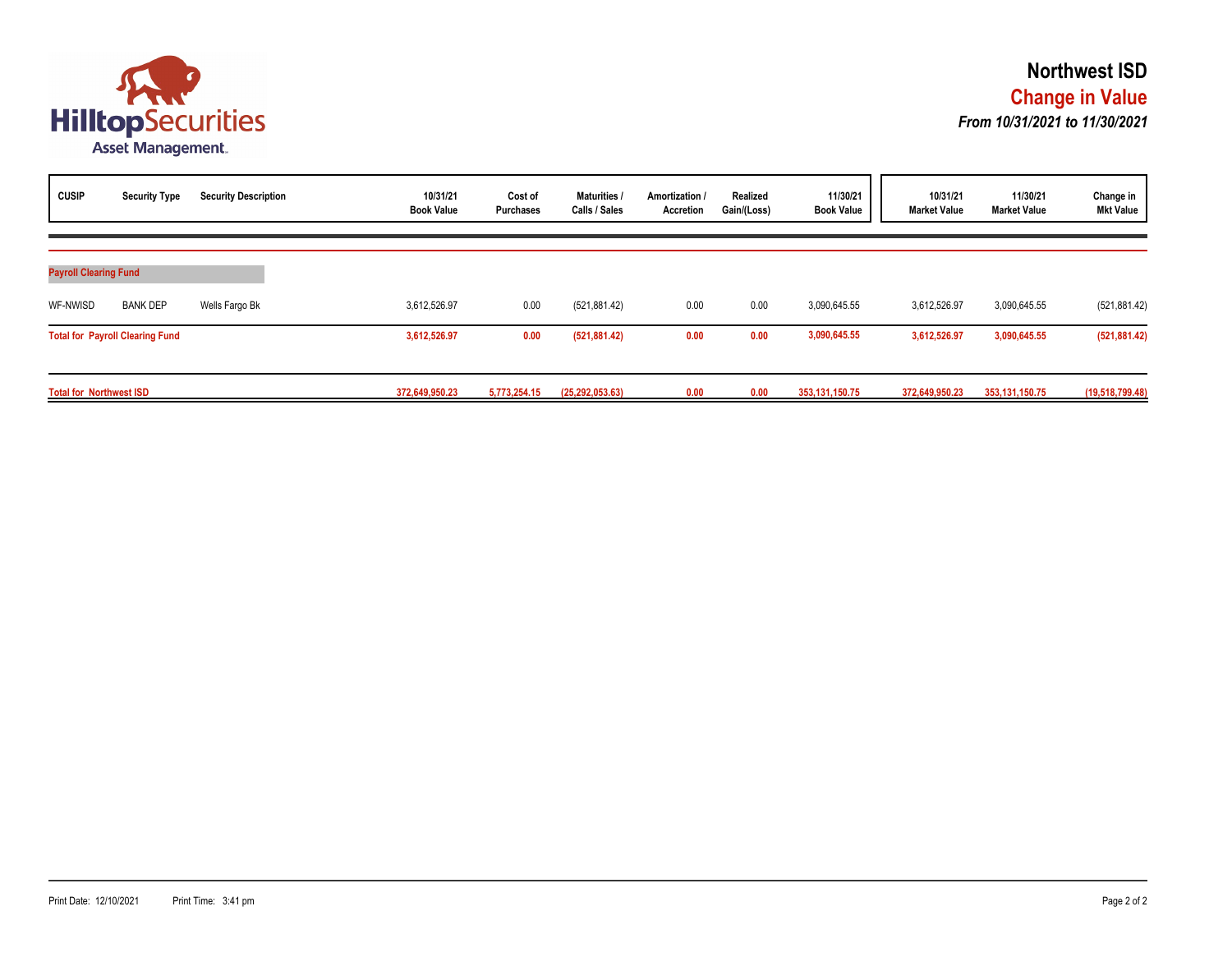# Northwest ISD

## Change in Value

### *From 10/31/2021 to 11/30/2021*

| CUSIP | Security Type | Security Description | 10/31/21 Book Value | Cost of Purchases | Maturities / Calls / Sales | Amortization / Accretion | Realized Gain/(Loss) | 11/30/21 Book Value | 10/31/21 Market Value | 11/30/21 Market Value | Change in Mkt Value |
|---|---|---|---|---|---|---|---|---|---|---|---|
| **Payroll Clearing Fund** | | | | | | | | | | | |
| WF-NWISD | BANK DEP | Wells Fargo Bk | 3,612,526.97 | 0.00 | (521,881.42) | 0.00 | 0.00 | 3,090,645.55 | 3,612,526.97 | 3,090,645.55 | (521,881.42) |
| **Total for Payroll Clearing Fund** | | | **3,612,526.97** | **0.00** | **(521,881.42)** | **0.00** | **0.00** | **3,090,645.55** | **3,612,526.97** | **3,090,645.55** | **(521,881.42)** |
| **Total for Northwest ISD** | | | **372,649,950.23** | **5,773,254.15** | **(25,292,053.63)** | **0.00** | **0.00** | **353,131,150.75** | **372,649,950.23** | **353,131,150.75** | **(19,518,799.48)** |

Print Date: 12/10/2021 Print Time: 3:41 pm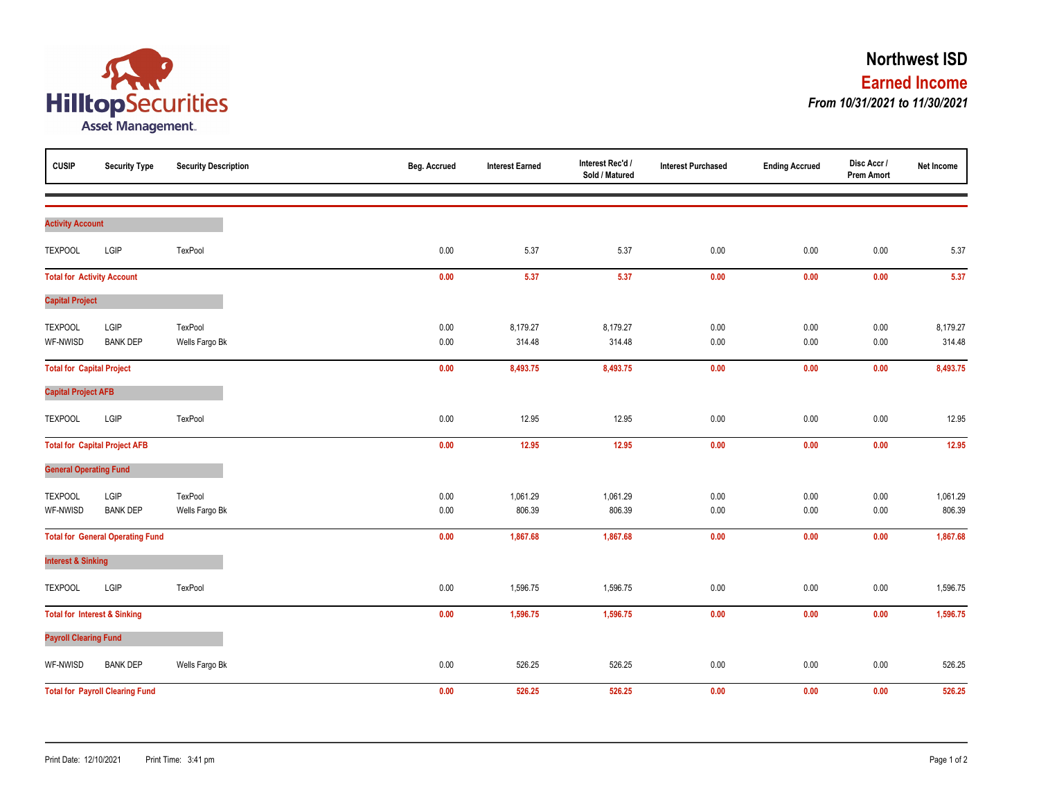# Northwest ISD

## Earned Income

***From 10/31/2021 to 11/30/2021***

| CUSIP | Security Type | Security Description | Beg. Accrued | Interest Earned | Interest Rec'd / Sold / Matured | Interest Purchased | Ending Accrued | Disc Accr / Prem Amort | Net Income |
|---|---|---|---|---|---|---|---|---|---|
| **Activity Account** | | | | | | | | | |
| TEXPOOL | LGIP | TexPool | 0.00 | 5.37 | 5.37 | 0.00 | 0.00 | 0.00 | 5.37 |
| **Total for Activity Account** | | | **0.00** | **5.37** | **5.37** | **0.00** | **0.00** | **0.00** | **5.37** |
| **Capital Project** | | | | | | | | | |
| TEXPOOL | LGIP | TexPool | 0.00 | 8,179.27 | 8,179.27 | 0.00 | 0.00 | 0.00 | 8,179.27 |
| WF-NWISD | BANK DEP | Wells Fargo Bk | 0.00 | 314.48 | 314.48 | 0.00 | 0.00 | 0.00 | 314.48 |
| **Total for Capital Project** | | | **0.00** | **8,493.75** | **8,493.75** | **0.00** | **0.00** | **0.00** | **8,493.75** |
| **Capital Project AFB** | | | | | | | | | |
| TEXPOOL | LGIP | TexPool | 0.00 | 12.95 | 12.95 | 0.00 | 0.00 | 0.00 | 12.95 |
| **Total for Capital Project AFB** | | | **0.00** | **12.95** | **12.95** | **0.00** | **0.00** | **0.00** | **12.95** |
| **General Operating Fund** | | | | | | | | | |
| TEXPOOL | LGIP | TexPool | 0.00 | 1,061.29 | 1,061.29 | 0.00 | 0.00 | 0.00 | 1,061.29 |
| WF-NWISD | BANK DEP | Wells Fargo Bk | 0.00 | 806.39 | 806.39 | 0.00 | 0.00 | 0.00 | 806.39 |
| **Total for General Operating Fund** | | | **0.00** | **1,867.68** | **1,867.68** | **0.00** | **0.00** | **0.00** | **1,867.68** |
| **Interest & Sinking** | | | | | | | | | |
| TEXPOOL | LGIP | TexPool | 0.00 | 1,596.75 | 1,596.75 | 0.00 | 0.00 | 0.00 | 1,596.75 |
| **Total for Interest & Sinking** | | | **0.00** | **1,596.75** | **1,596.75** | **0.00** | **0.00** | **0.00** | **1,596.75** |
| **Payroll Clearing Fund** | | | | | | | | | |
| WF-NWISD | BANK DEP | Wells Fargo Bk | 0.00 | 526.25 | 526.25 | 0.00 | 0.00 | 0.00 | 526.25 |
| **Total for Payroll Clearing Fund** | | | **0.00** | **526.25** | **526.25** | **0.00** | **0.00** | **0.00** | **526.25** |

Print Date: 12/10/2021 Print Time: 3:41 pm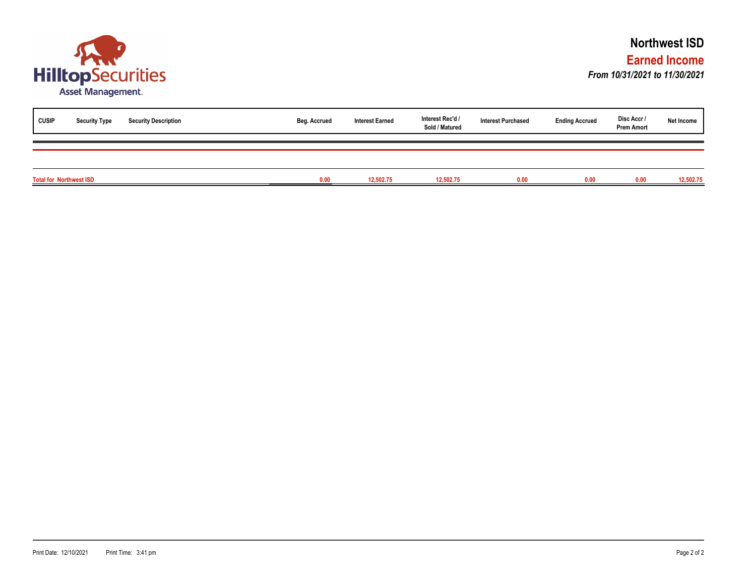# Northwest ISD

## Earned Income

*From 10/31/2021 to 11/30/2021*

| CUSIP | Security Type | Security Description | Beg. Accrued | Interest Earned | Interest Rec'd / Sold / Matured | Interest Purchased | Ending Accrued | Disc Accr / Prem Amort | Net Income |
|---|---|---|---|---|---|---|---|---|---|
| **Total for Northwest ISD** | | | **0.00** | **12,502.75** | **12,502.75** | **0.00** | **0.00** | **0.00** | **12,502.75** |

Print Date: 12/10/2021 Print Time: 3:41 pm